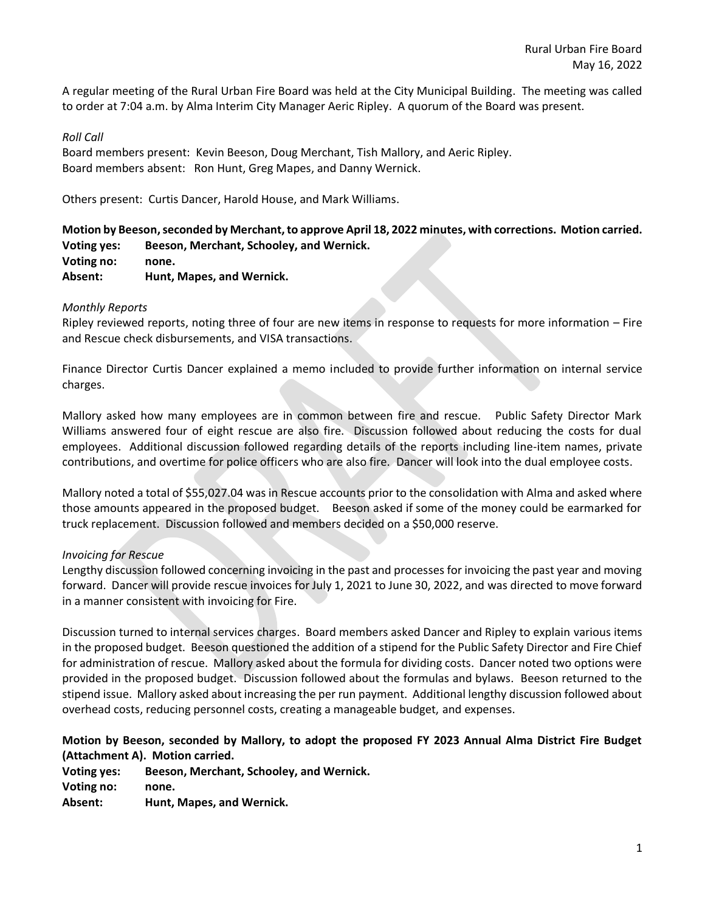Rural Urban Fire Board
May 16, 2022

A regular meeting of the Rural Urban Fire Board was held at the City Municipal Building. The meeting was called to order at 7:04 a.m. by Alma Interim City Manager Aeric Ripley. A quorum of the Board was present.

*Roll Call*

Board members present: Kevin Beeson, Doug Merchant, Tish Mallory, and Aeric Ripley.
Board members absent: Ron Hunt, Greg Mapes, and Danny Wernick.

Others present: Curtis Dancer, Harold House, and Mark Williams.

**Motion by Beeson, seconded by Merchant, to approve April 18, 2022 minutes, with corrections. Motion carried.**
**Voting yes: Beeson, Merchant, Schooley, and Wernick.**
**Voting no: none.**
**Absent: Hunt, Mapes, and Wernick.**

*Monthly Reports*

Ripley reviewed reports, noting three of four are new items in response to requests for more information – Fire and Rescue check disbursements, and VISA transactions.

Finance Director Curtis Dancer explained a memo included to provide further information on internal service charges.

Mallory asked how many employees are in common between fire and rescue. Public Safety Director Mark Williams answered four of eight rescue are also fire. Discussion followed about reducing the costs for dual employees. Additional discussion followed regarding details of the reports including line-item names, private contributions, and overtime for police officers who are also fire. Dancer will look into the dual employee costs.

Mallory noted a total of $55,027.04 was in Rescue accounts prior to the consolidation with Alma and asked where those amounts appeared in the proposed budget. Beeson asked if some of the money could be earmarked for truck replacement. Discussion followed and members decided on a $50,000 reserve.

*Invoicing for Rescue*

Lengthy discussion followed concerning invoicing in the past and processes for invoicing the past year and moving forward. Dancer will provide rescue invoices for July 1, 2021 to June 30, 2022, and was directed to move forward in a manner consistent with invoicing for Fire.

Discussion turned to internal services charges. Board members asked Dancer and Ripley to explain various items in the proposed budget. Beeson questioned the addition of a stipend for the Public Safety Director and Fire Chief for administration of rescue. Mallory asked about the formula for dividing costs. Dancer noted two options were provided in the proposed budget. Discussion followed about the formulas and bylaws. Beeson returned to the stipend issue. Mallory asked about increasing the per run payment. Additional lengthy discussion followed about overhead costs, reducing personnel costs, creating a manageable budget, and expenses.

**Motion by Beeson, seconded by Mallory, to adopt the proposed FY 2023 Annual Alma District Fire Budget (Attachment A). Motion carried.**
**Voting yes: Beeson, Merchant, Schooley, and Wernick.**
**Voting no: none.**
**Absent: Hunt, Mapes, and Wernick.**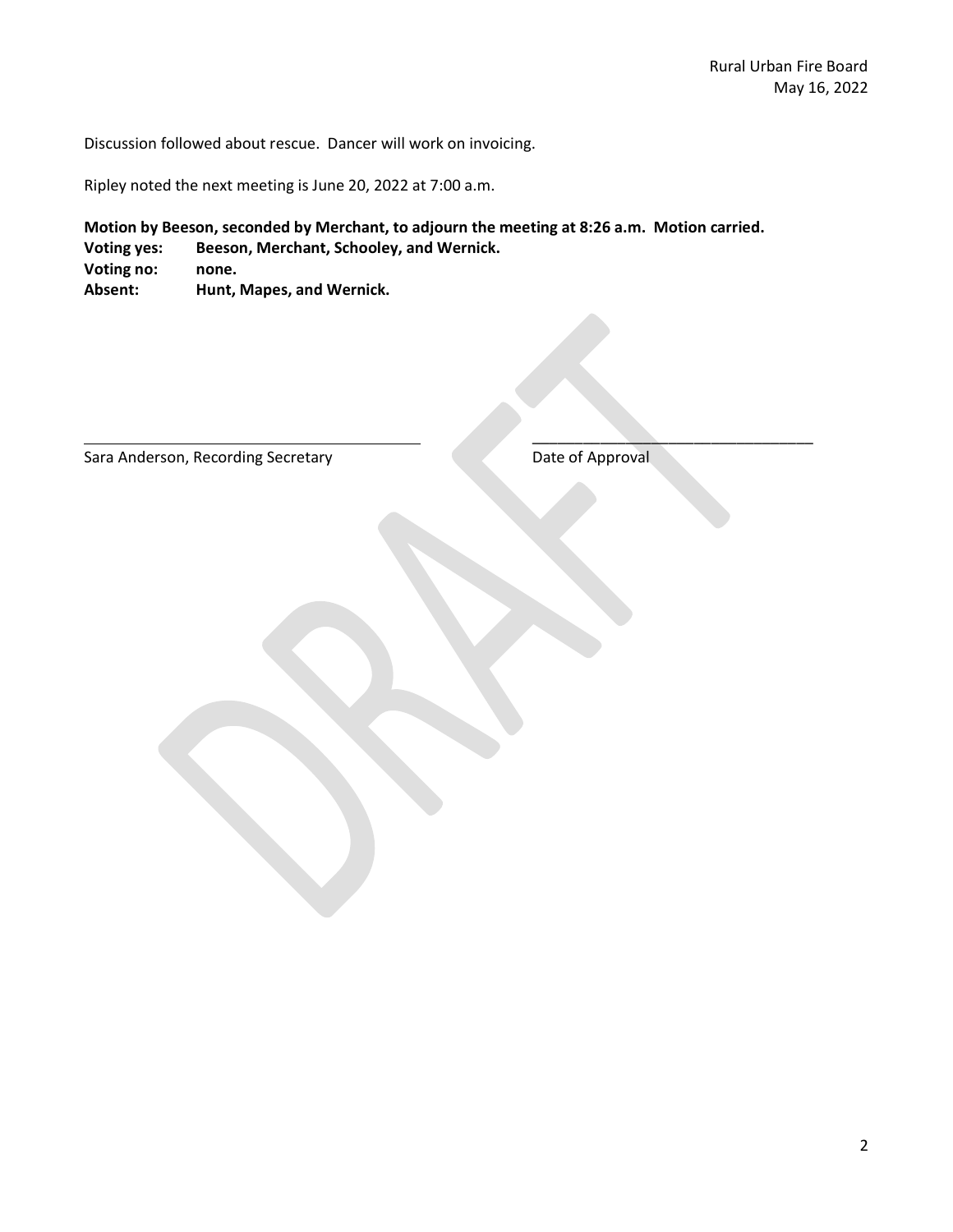Discussion followed about rescue. Dancer will work on invoicing.

Ripley noted the next meeting is June 20, 2022 at 7:00 a.m.

**Motion by Beeson, seconded by Merchant, to adjourn the meeting at 8:26 a.m. Motion carried.**
**Voting yes: Beeson, Merchant, Schooley, and Wernick.**
**Voting no: none.**
**Absent: Hunt, Mapes, and Wernick.**

\_\_\_\_\_\_\_\_\_\_\_\_\_\_\_\_\_\_\_\_\_\_\_\_\_\_\_\_\_\_\_\_\_\_\_\_\_\_\_\_
Sara Anderson, Recording Secretary

\_\_\_\_\_\_\_\_\_\_\_\_\_\_\_\_\_\_\_\_\_\_\_\_\_\_\_\_\_\_\_\_\_\_
Date of Approval

DRAFT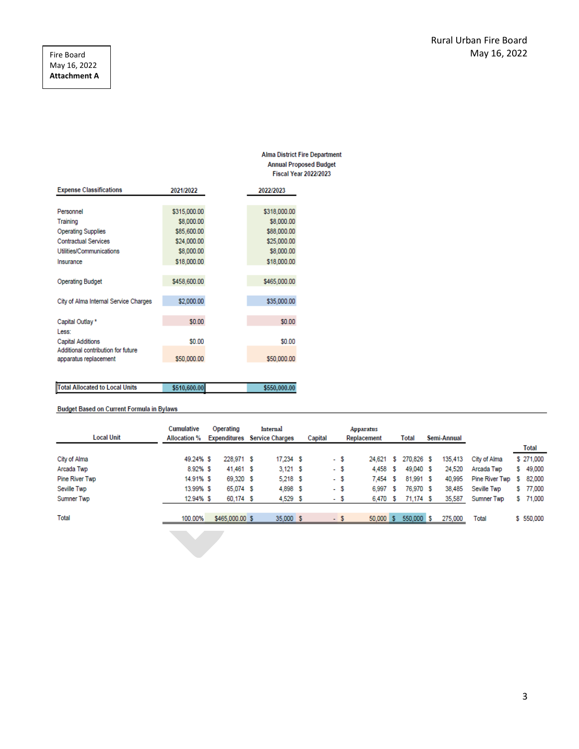Fire Board
May 16, 2022
**Attachment A**

Rural Urban Fire Board
May 16, 2022

**Alma District Fire Department**
**Annual Proposed Budget**
**Fiscal Year 2022/2023**

| Expense Classifications | 2021/2022 | 2022/2023 |
|---|---|---|
| Personnel | $315,000.00 | $318,000.00 |
| Training | $8,000.00 | $8,000.00 |
| Operating Supplies | $85,600.00 | $88,000.00 |
| Contractual Services | $24,000.00 | $25,000.00 |
| Utilities/Communications | $8,000.00 | $8,000.00 |
| Insurance | $18,000.00 | $18,000.00 |
| Operating Budget | $458,600.00 | $465,000.00 |
| City of Alma Internal Service Charges | $2,000.00 | $35,000.00 |
| Capital Outlay * | $0.00 | $0.00 |
| Less: | | |
| Capital Additions | $0.00 | $0.00 |
| Additional contribution for future apparatus replacement | $50,000.00 | $50,000.00 |
| Total Allocated to Local Units | $510,600.00 | $550,000.00 |

**Budget Based on Current Formula in Bylaws**

| Local Unit | Cumulative Allocation % | Operating Expenditures | Internal Service Charges | Capital | Apparatus Replacement | Total | Semi-Annual |
|---|---|---|---|---|---|---|---|
| City of Alma | 49.24% | $ 228,971 | $ 17,234 | $ - | $ 24,621 | $ 270,826 | $ 135,413 |
| Arcada Twp | 8.92% | $ 41,461 | $ 3,121 | $ - | $ 4,458 | $ 49,040 | $ 24,520 |
| Pine River Twp | 14.91% | $ 69,320 | $ 5,218 | $ - | $ 7,454 | $ 81,991 | $ 40,995 |
| Seville Twp | 13.99% | $ 65,074 | $ 4,898 | $ - | $ 6,997 | $ 76,970 | $ 38,485 |
| Sumner Twp | 12.94% | $ 60,174 | $ 4,529 | $ - | $ 6,470 | $ 71,174 | $ 35,587 |
| Total | 100.00% | $465,000.00 | $ 35,000 | $ - | $ 50,000 | $ 550,000 | $ 275,000 |

| | Total |
|---|---|
| City of Alma | $ 271,000 |
| Arcada Twp | $ 49,000 |
| Pine River Twp | $ 82,000 |
| Seville Twp | $ 77,000 |
| Sumner Twp | $ 71,000 |
| Total | $ 550,000 |